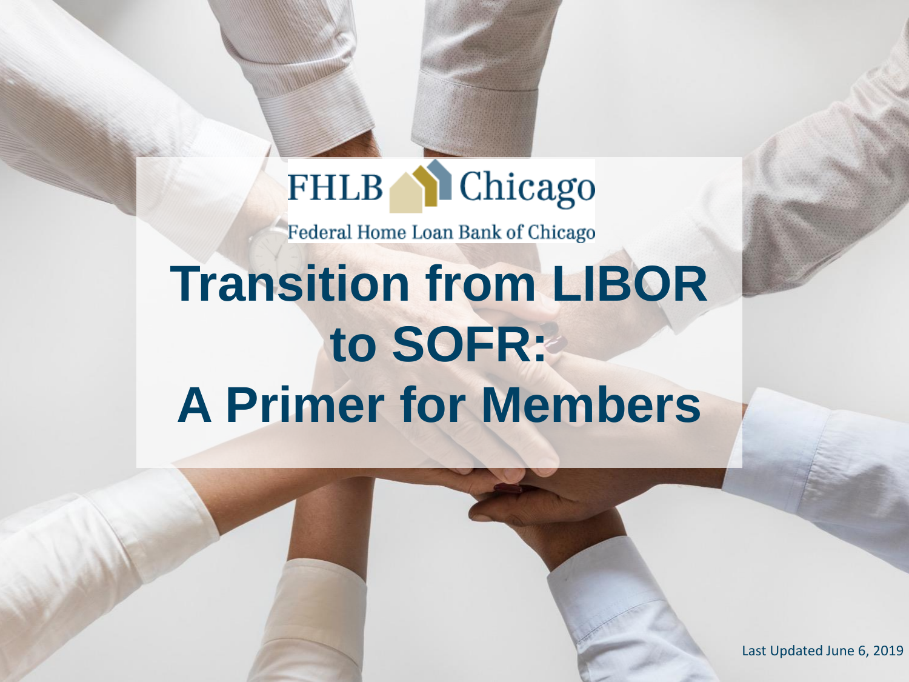FHLB Chicago

Federal Home Loan Bank of Chicago

# Transition from LIBOR to SOFR: A Primer for Members

Last Updated June 6, 2019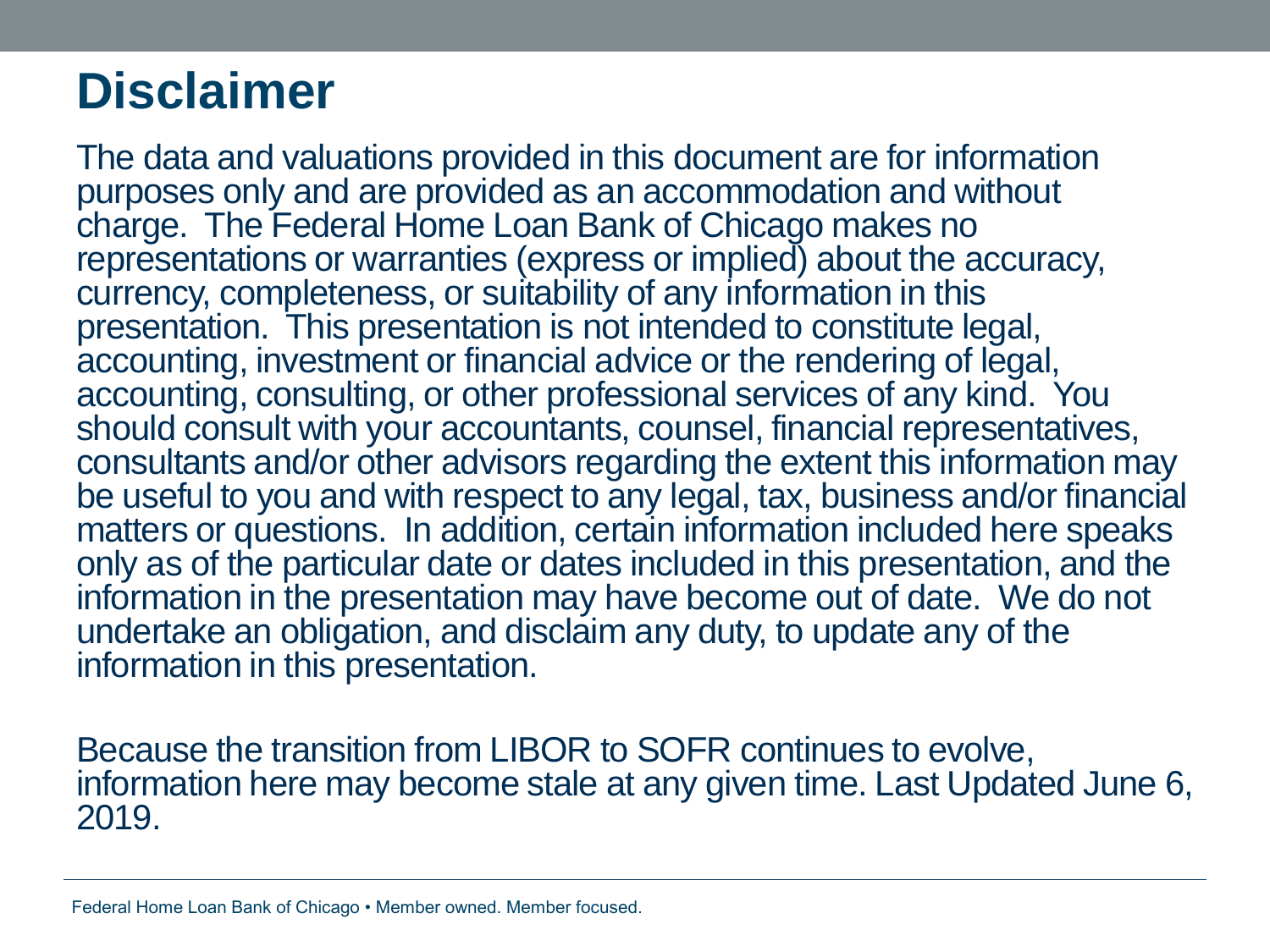# Disclaimer

The data and valuations provided in this document are for information purposes only and are provided as an accommodation and without charge. The Federal Home Loan Bank of Chicago makes no representations or warranties (express or implied) about the accuracy, currency, completeness, or suitability of any information in this presentation. This presentation is not intended to constitute legal, accounting, investment or financial advice or the rendering of legal, accounting, consulting, or other professional services of any kind. You should consult with your accountants, counsel, financial representatives, consultants and/or other advisors regarding the extent this information may be useful to you and with respect to any legal, tax, business and/or financial matters or questions. In addition, certain information included here speaks only as of the particular date or dates included in this presentation, and the information in the presentation may have become out of date. We do not undertake an obligation, and disclaim any duty, to update any of the information in this presentation.

Because the transition from LIBOR to SOFR continues to evolve, information here may become stale at any given time. Last Updated June 6, 2019.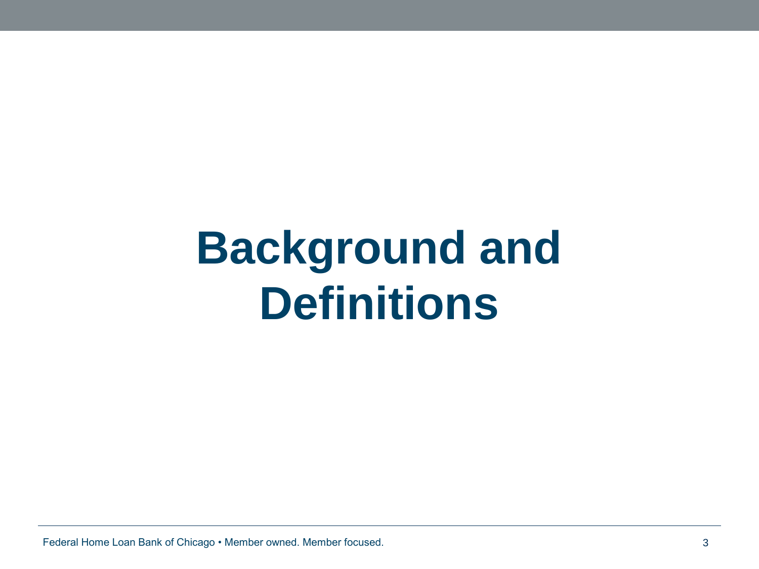# Background and Definitions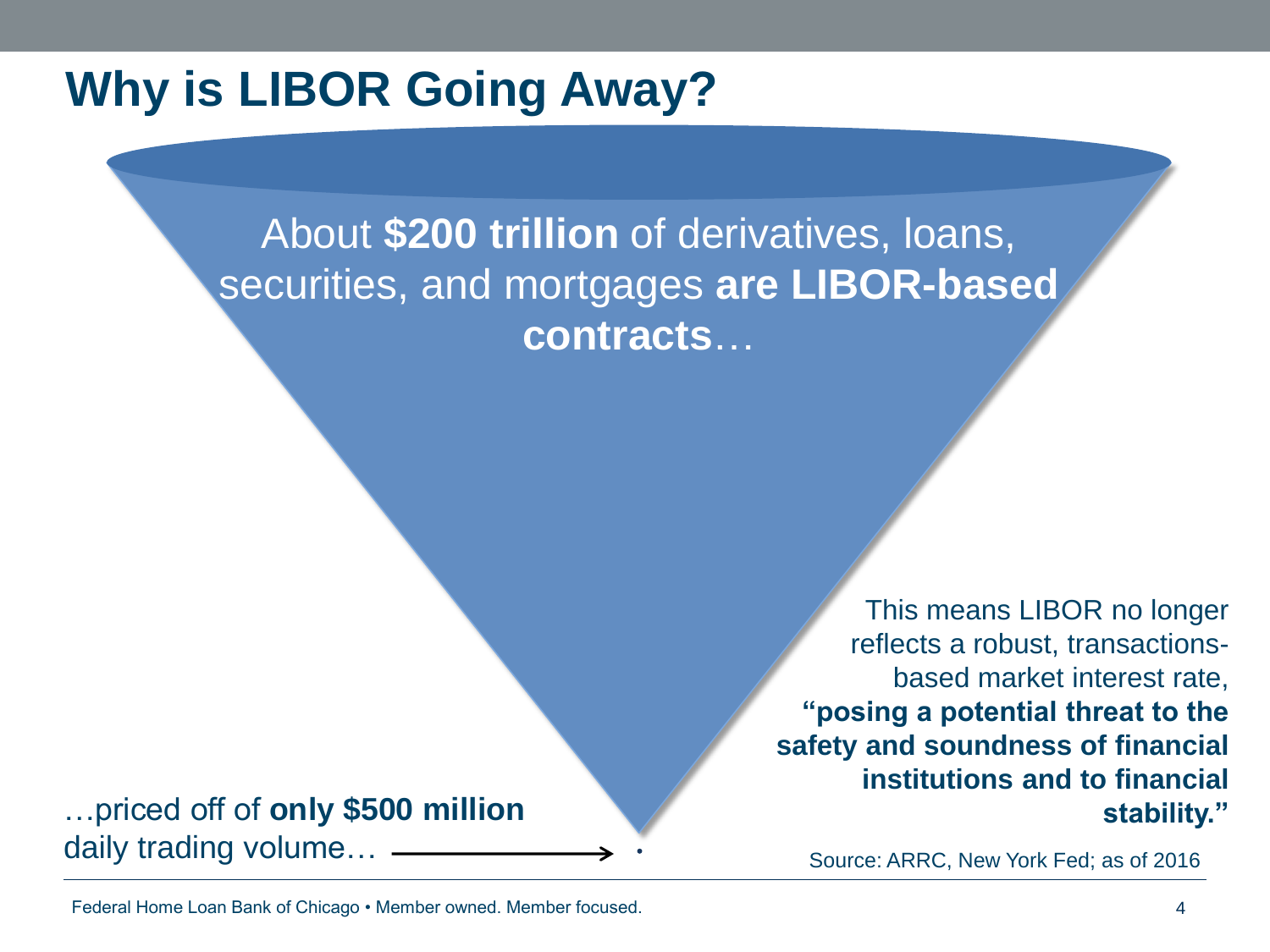# Why is LIBOR Going Away?

About **$200 trillion** of derivatives, loans, securities, and mortgages **are LIBOR-based contracts**…

…priced off of **only $500 million** daily trading volume…

This means LIBOR no longer reflects a robust, transactions-based market interest rate, **"posing a potential threat to the safety and soundness of financial institutions and to financial stability."**

Source: ARRC, New York Fed; as of 2016

Federal Home Loan Bank of Chicago • Member owned. Member focused.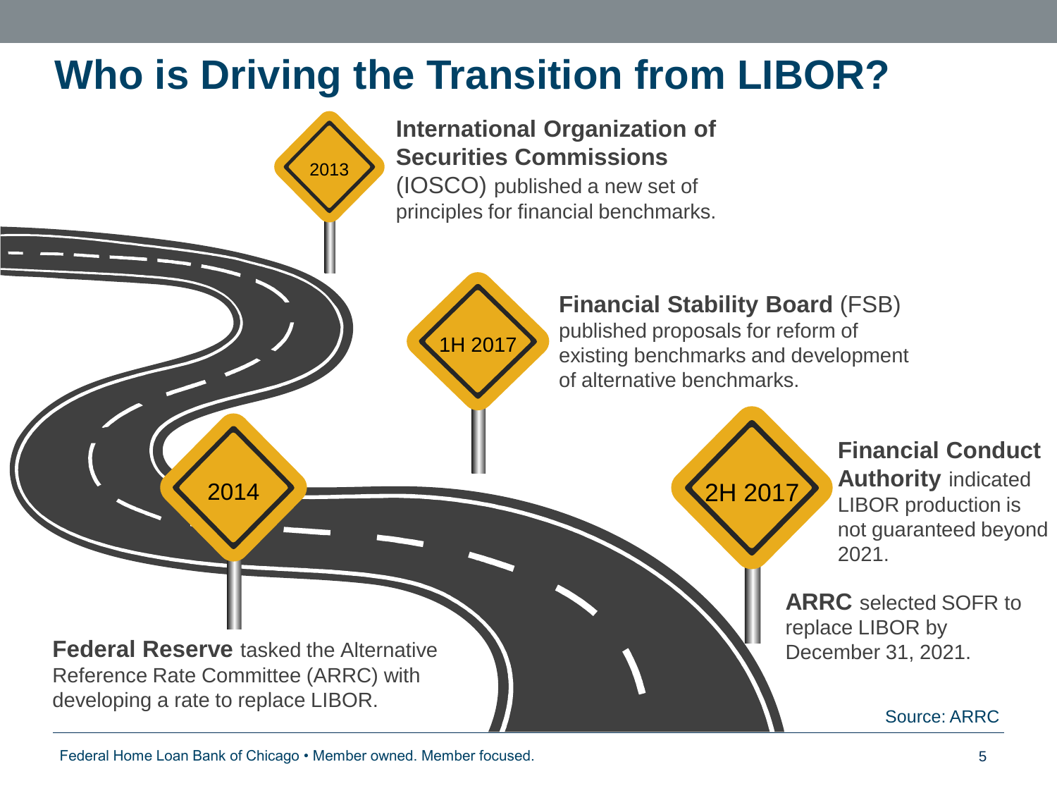# Who is Driving the Transition from LIBOR?

**2013**

**International Organization of Securities Commissions** (IOSCO) published a new set of principles for financial benchmarks.

**2014**

**Federal Reserve** tasked the Alternative Reference Rate Committee (ARRC) with developing a rate to replace LIBOR.

**1H 2017**

**Financial Stability Board** (FSB) published proposals for reform of existing benchmarks and development of alternative benchmarks.

**2H 2017**

**Financial Conduct Authority** indicated LIBOR production is not guaranteed beyond 2021.

**ARRC** selected SOFR to replace LIBOR by December 31, 2021.

Source: ARRC

Federal Home Loan Bank of Chicago • Member owned. Member focused.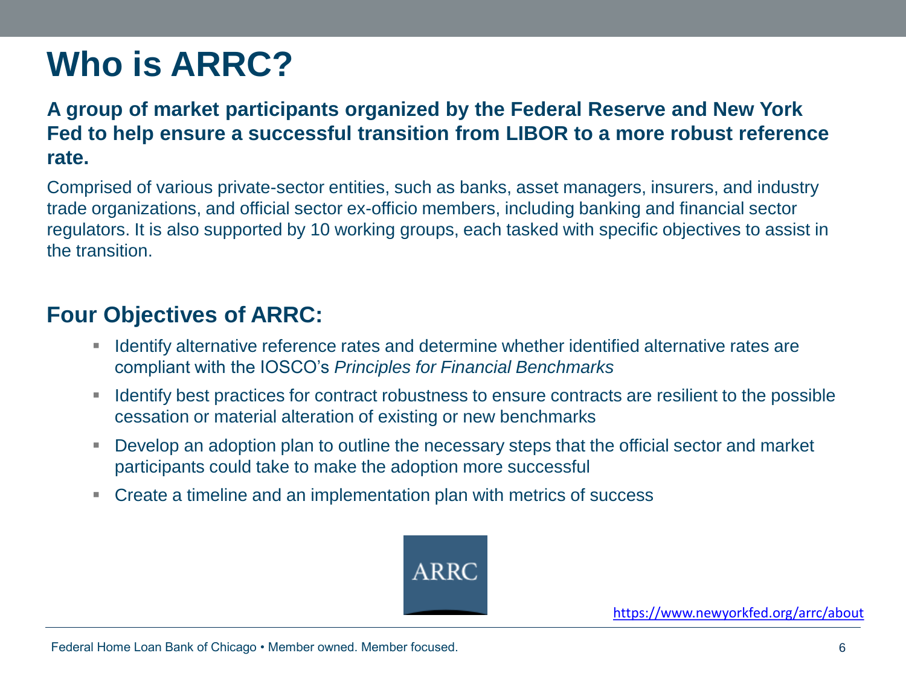# Who is ARRC?

**A group of market participants organized by the Federal Reserve and New York Fed to help ensure a successful transition from LIBOR to a more robust reference rate.**

Comprised of various private-sector entities, such as banks, asset managers, insurers, and industry trade organizations, and official sector ex-officio members, including banking and financial sector regulators. It is also supported by 10 working groups, each tasked with specific objectives to assist in the transition.

## Four Objectives of ARRC:

- Identify alternative reference rates and determine whether identified alternative rates are compliant with the IOSCO's *Principles for Financial Benchmarks*
- Identify best practices for contract robustness to ensure contracts are resilient to the possible cessation or material alteration of existing or new benchmarks
- Develop an adoption plan to outline the necessary steps that the official sector and market participants could take to make the adoption more successful
- Create a timeline and an implementation plan with metrics of success

ARRC

https://www.newyorkfed.org/arrc/about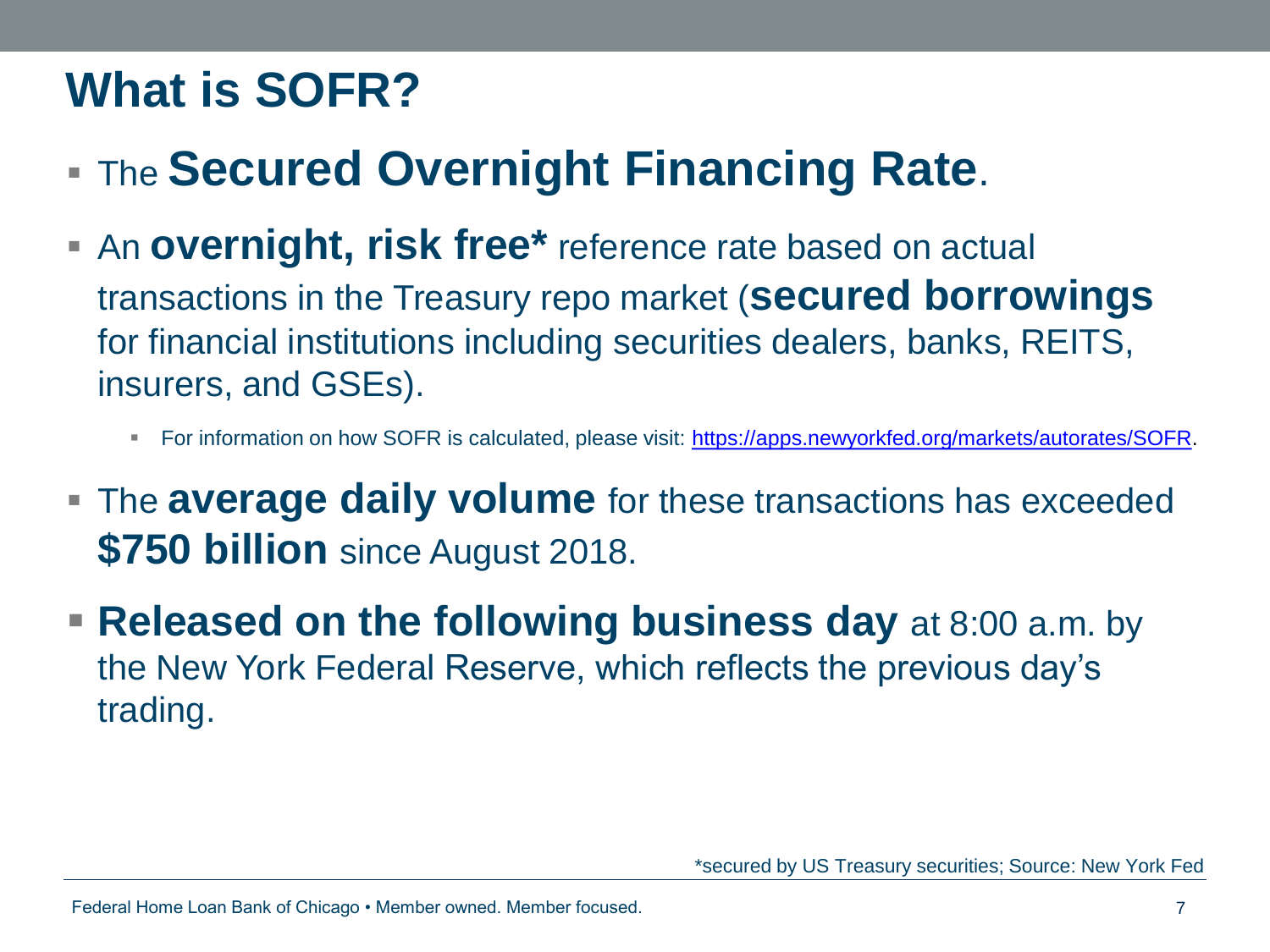# What is SOFR?

- The **Secured Overnight Financing Rate**.
- An **overnight, risk free*** reference rate based on actual transactions in the Treasury repo market (**secured borrowings** for financial institutions including securities dealers, banks, REITS, insurers, and GSEs).
  - For information on how SOFR is calculated, please visit: [https://apps.newyorkfed.org/markets/autorates/SOFR](https://apps.newyorkfed.org/markets/autorates/SOFR).
- The **average daily volume** for these transactions has exceeded **$750 billion** since August 2018.
- **Released on the following business day** at 8:00 a.m. by the New York Federal Reserve, which reflects the previous day's trading.

*secured by US Treasury securities; Source: New York Fed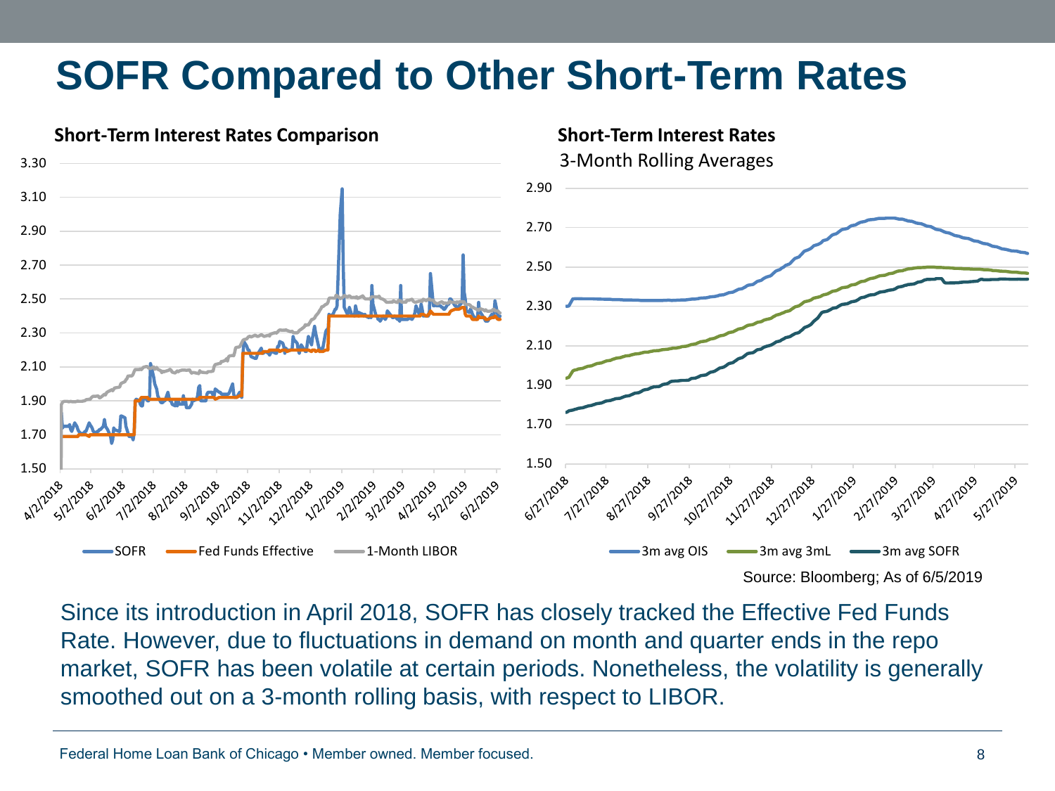# SOFR Compared to Other Short-Term Rates

**Short-Term Interest Rates Comparison**

**Short-Term Interest Rates**
3-Month Rolling Averages

Source: Bloomberg; As of 6/5/2019

Since its introduction in April 2018, SOFR has closely tracked the Effective Fed Funds Rate. However, due to fluctuations in demand on month and quarter ends in the repo market, SOFR has been volatile at certain periods. Nonetheless, the volatility is generally smoothed out on a 3-month rolling basis, with respect to LIBOR.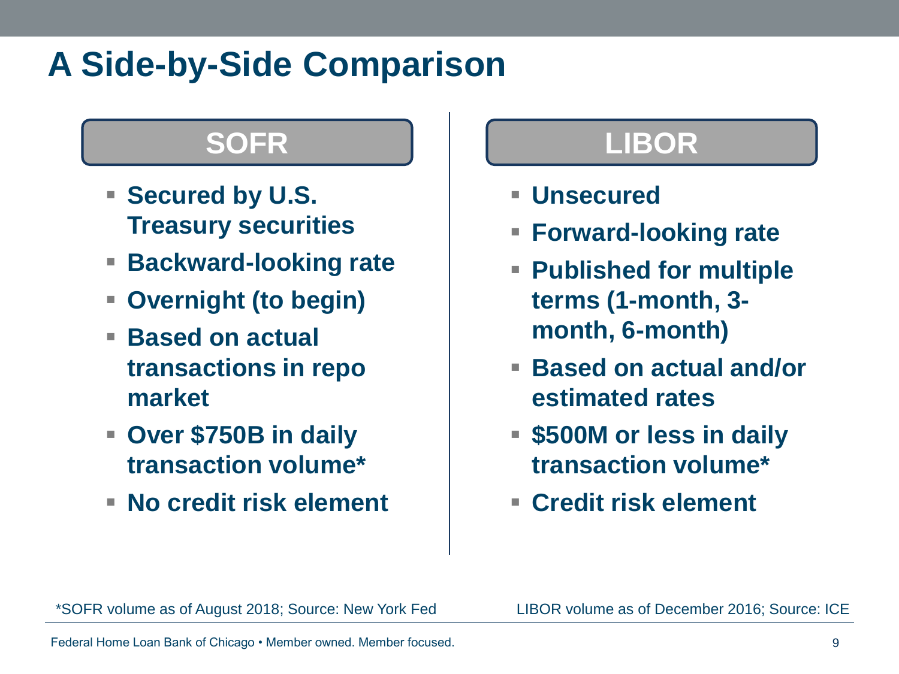# A Side-by-Side Comparison

## SOFR

- **Secured by U.S. Treasury securities**
- **Backward-looking rate**
- **Overnight (to begin)**
- **Based on actual transactions in repo market**
- **Over $750B in daily transaction volume***
- **No credit risk element**

## LIBOR

- **Unsecured**
- **Forward-looking rate**
- **Published for multiple terms (1-month, 3-month, 6-month)**
- **Based on actual and/or estimated rates**
- **$500M or less in daily transaction volume***
- **Credit risk element**

*SOFR volume as of August 2018; Source: New York Fed

LIBOR volume as of December 2016; Source: ICE

Federal Home Loan Bank of Chicago • Member owned. Member focused.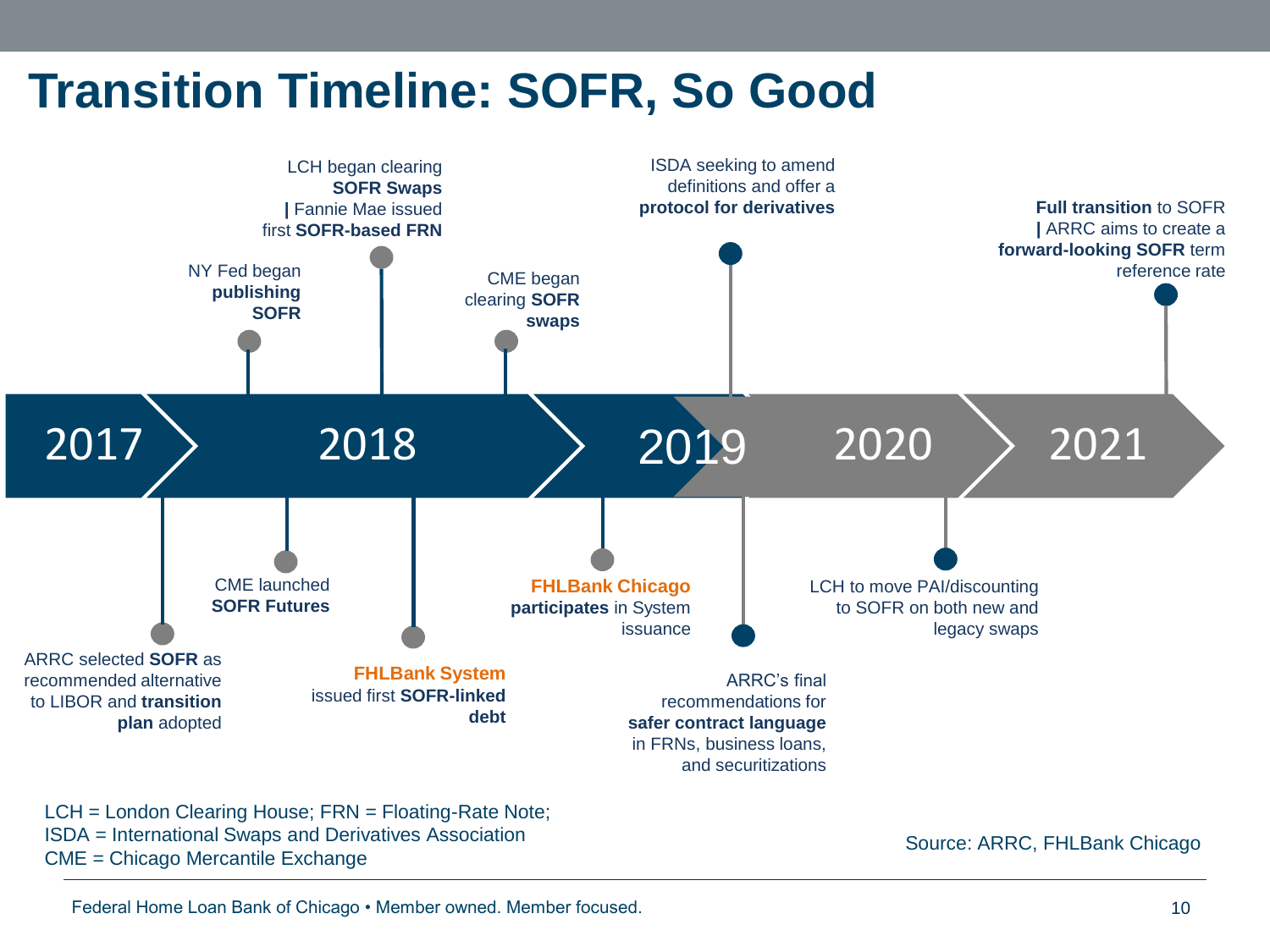# Transition Timeline: SOFR, So Good

2017 | 2018 | 2019 | 2020 | 2021

- ARRC selected **SOFR** as recommended alternative to LIBOR and **transition plan** adopted
- NY Fed began **publishing SOFR**
- CME launched **SOFR Futures**
- LCH began clearing **SOFR Swaps** **|** Fannie Mae issued first **SOFR-based FRN**
- **FHLBank System** issued first **SOFR-linked debt**
- CME began clearing **SOFR swaps**
- **FHLBank Chicago participates** in System issuance
- ISDA seeking to amend definitions and offer a **protocol for derivatives**
- ARRC's final recommendations for **safer contract language** in FRNs, business loans, and securitizations
- LCH to move PAI/discounting to SOFR on both new and legacy swaps
- **Full transition** to SOFR **|** ARRC aims to create a **forward-looking SOFR** term reference rate

LCH = London Clearing House; FRN = Floating-Rate Note;
ISDA = International Swaps and Derivatives Association
CME = Chicago Mercantile Exchange

Source: ARRC, FHLBank Chicago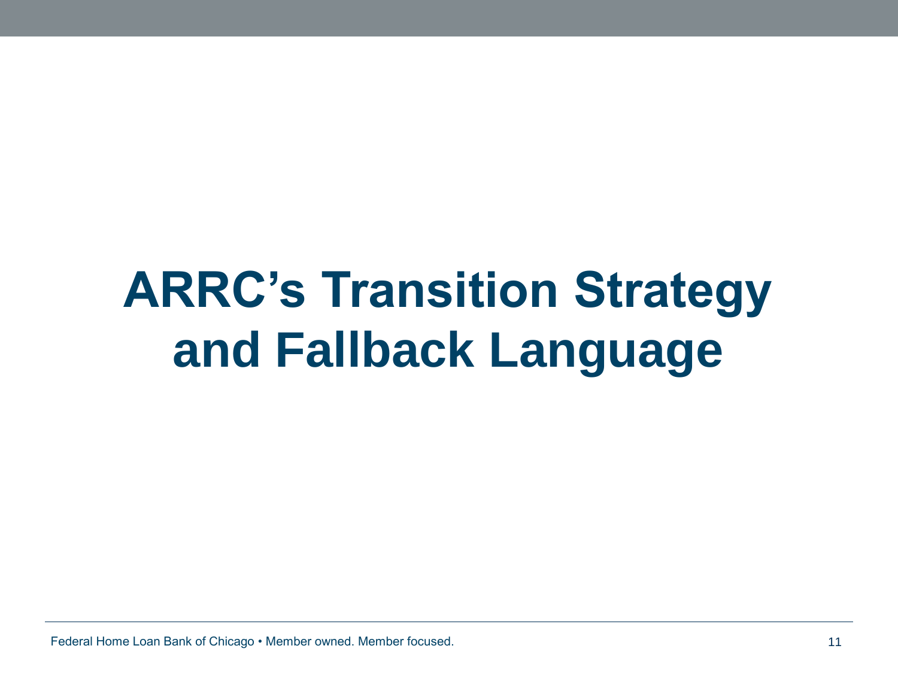# ARRC's Transition Strategy and Fallback Language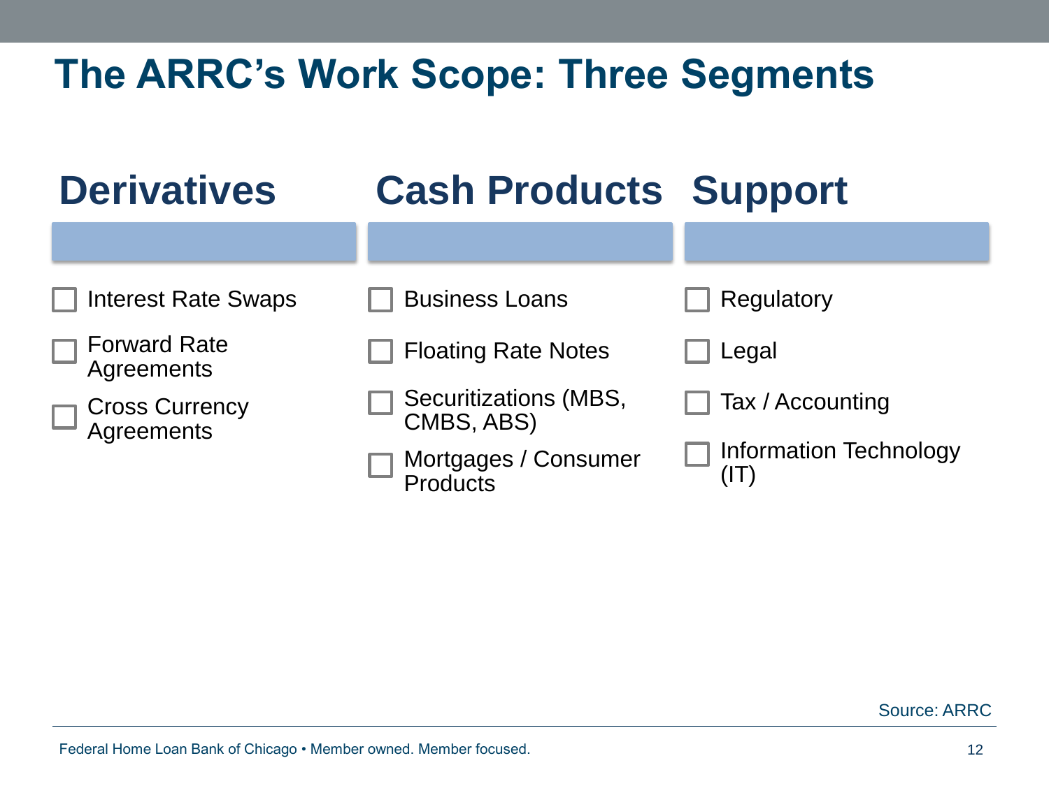# The ARRC's Work Scope: Three Segments

## Derivatives

- Interest Rate Swaps
- Forward Rate Agreements
- Cross Currency Agreements

## Cash Products

- Business Loans
- Floating Rate Notes
- Securitizations (MBS, CMBS, ABS)
- Mortgages / Consumer Products

## Support

- Regulatory
- Legal
- Tax / Accounting
- Information Technology (IT)

Source: ARRC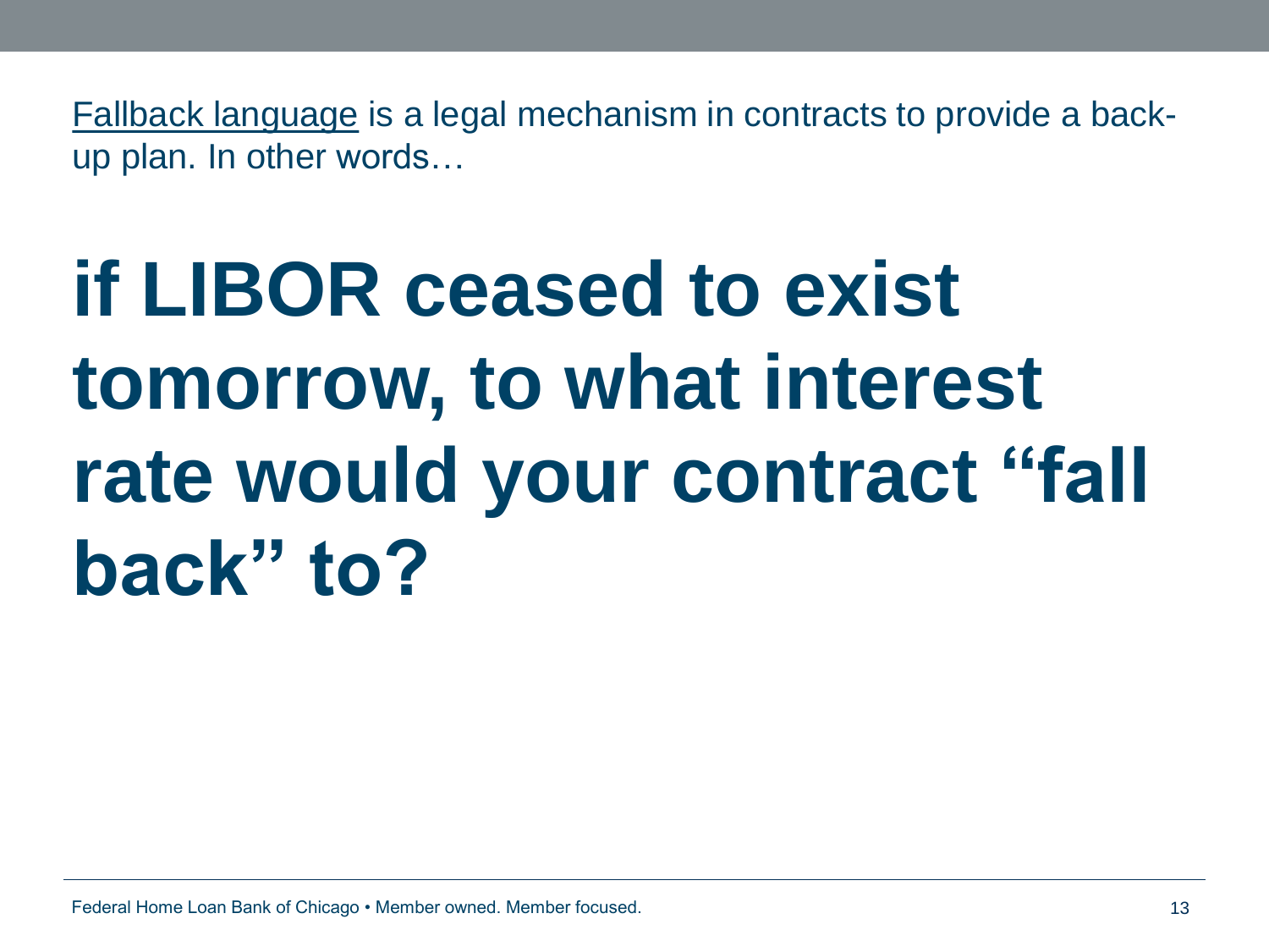Fallback language is a legal mechanism in contracts to provide a back-up plan. In other words…

# if LIBOR ceased to exist tomorrow, to what interest rate would your contract “fall back” to?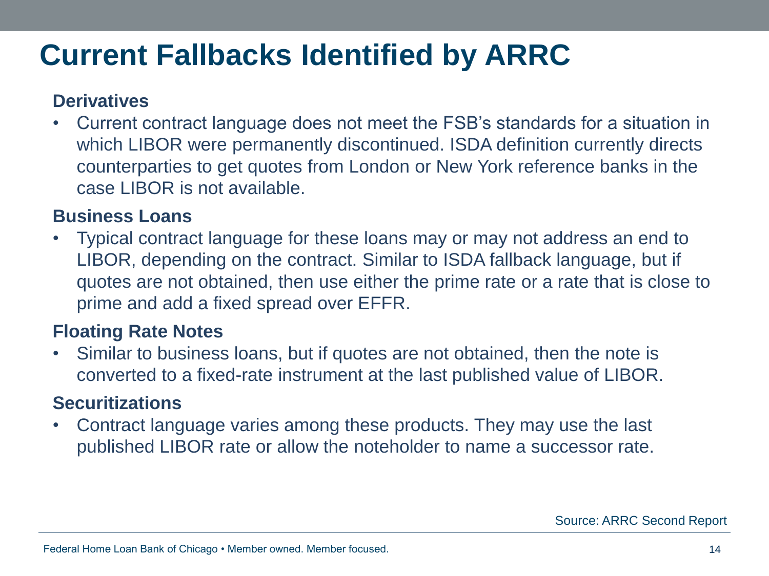# Current Fallbacks Identified by ARRC

**Derivatives**

- Current contract language does not meet the FSB's standards for a situation in which LIBOR were permanently discontinued. ISDA definition currently directs counterparties to get quotes from London or New York reference banks in the case LIBOR is not available.

**Business Loans**

- Typical contract language for these loans may or may not address an end to LIBOR, depending on the contract. Similar to ISDA fallback language, but if quotes are not obtained, then use either the prime rate or a rate that is close to prime and add a fixed spread over EFFR.

**Floating Rate Notes**

- Similar to business loans, but if quotes are not obtained, then the note is converted to a fixed-rate instrument at the last published value of LIBOR.

**Securitizations**

- Contract language varies among these products. They may use the last published LIBOR rate or allow the noteholder to name a successor rate.

Source: ARRC Second Report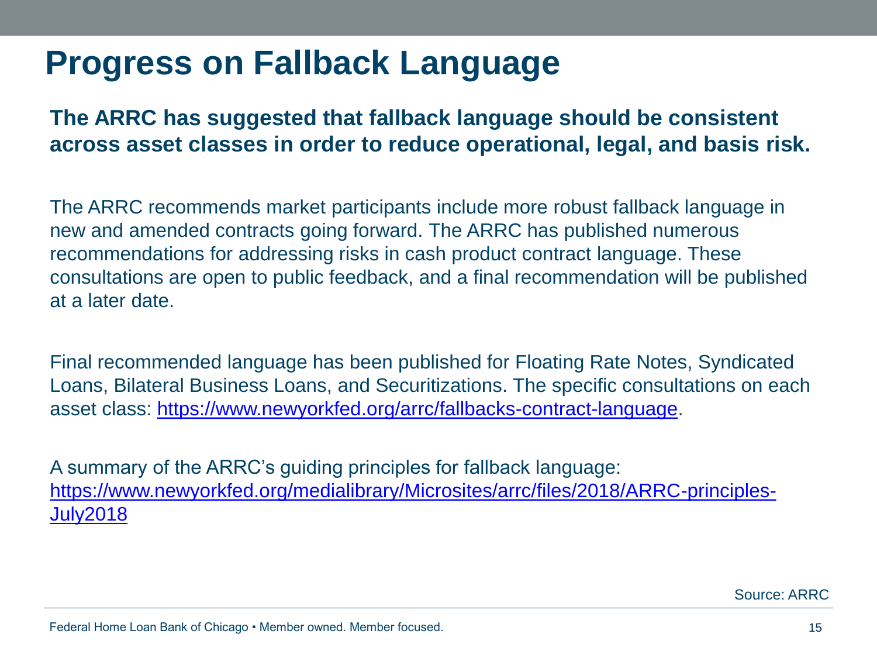# Progress on Fallback Language

**The ARRC has suggested that fallback language should be consistent across asset classes in order to reduce operational, legal, and basis risk.**

The ARRC recommends market participants include more robust fallback language in new and amended contracts going forward. The ARRC has published numerous recommendations for addressing risks in cash product contract language. These consultations are open to public feedback, and a final recommendation will be published at a later date.

Final recommended language has been published for Floating Rate Notes, Syndicated Loans, Bilateral Business Loans, and Securitizations. The specific consultations on each asset class: https://www.newyorkfed.org/arrc/fallbacks-contract-language.

A summary of the ARRC's guiding principles for fallback language: https://www.newyorkfed.org/medialibrary/Microsites/arrc/files/2018/ARRC-principles-July2018

Source: ARRC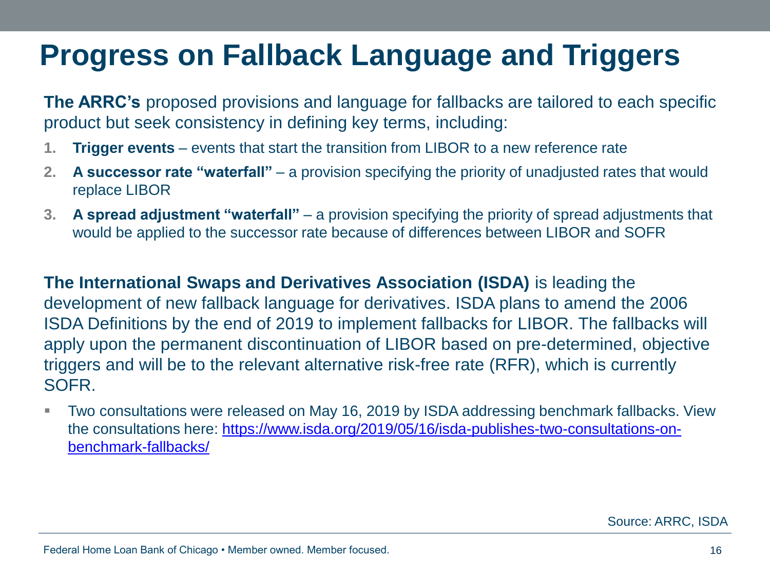# Progress on Fallback Language and Triggers

**The ARRC's** proposed provisions and language for fallbacks are tailored to each specific product but seek consistency in defining key terms, including:

1. **Trigger events** – events that start the transition from LIBOR to a new reference rate
2. **A successor rate "waterfall"** – a provision specifying the priority of unadjusted rates that would replace LIBOR
3. **A spread adjustment "waterfall"** – a provision specifying the priority of spread adjustments that would be applied to the successor rate because of differences between LIBOR and SOFR

**The International Swaps and Derivatives Association (ISDA)** is leading the development of new fallback language for derivatives. ISDA plans to amend the 2006 ISDA Definitions by the end of 2019 to implement fallbacks for LIBOR. The fallbacks will apply upon the permanent discontinuation of LIBOR based on pre-determined, objective triggers and will be to the relevant alternative risk-free rate (RFR), which is currently SOFR.

- Two consultations were released on May 16, 2019 by ISDA addressing benchmark fallbacks. View the consultations here: https://www.isda.org/2019/05/16/isda-publishes-two-consultations-on-benchmark-fallbacks/

Source: ARRC, ISDA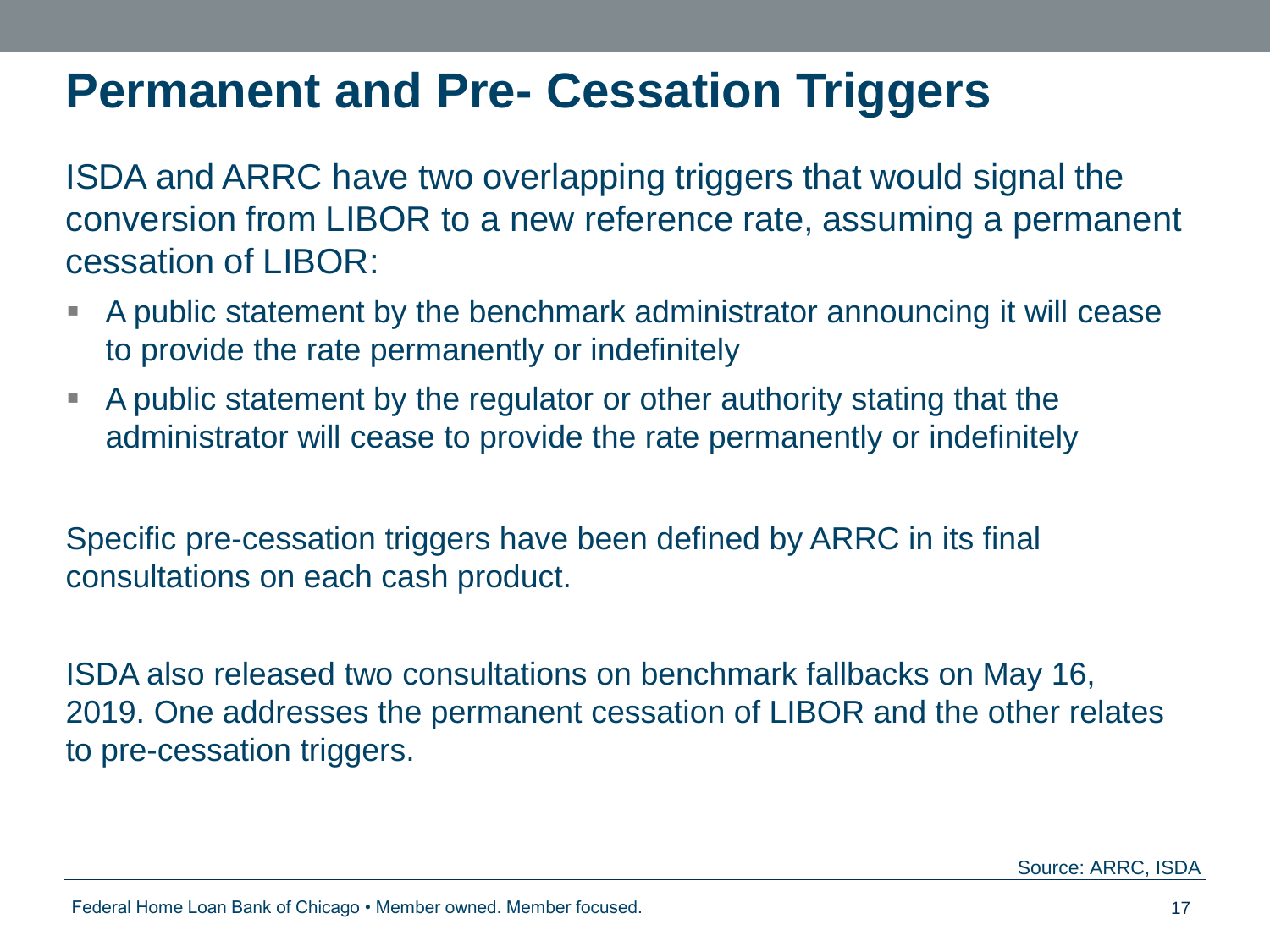# Permanent and Pre- Cessation Triggers

ISDA and ARRC have two overlapping triggers that would signal the conversion from LIBOR to a new reference rate, assuming a permanent cessation of LIBOR:

- A public statement by the benchmark administrator announcing it will cease to provide the rate permanently or indefinitely
- A public statement by the regulator or other authority stating that the administrator will cease to provide the rate permanently or indefinitely

Specific pre-cessation triggers have been defined by ARRC in its final consultations on each cash product.

ISDA also released two consultations on benchmark fallbacks on May 16, 2019. One addresses the permanent cessation of LIBOR and the other relates to pre-cessation triggers.

Source: ARRC, ISDA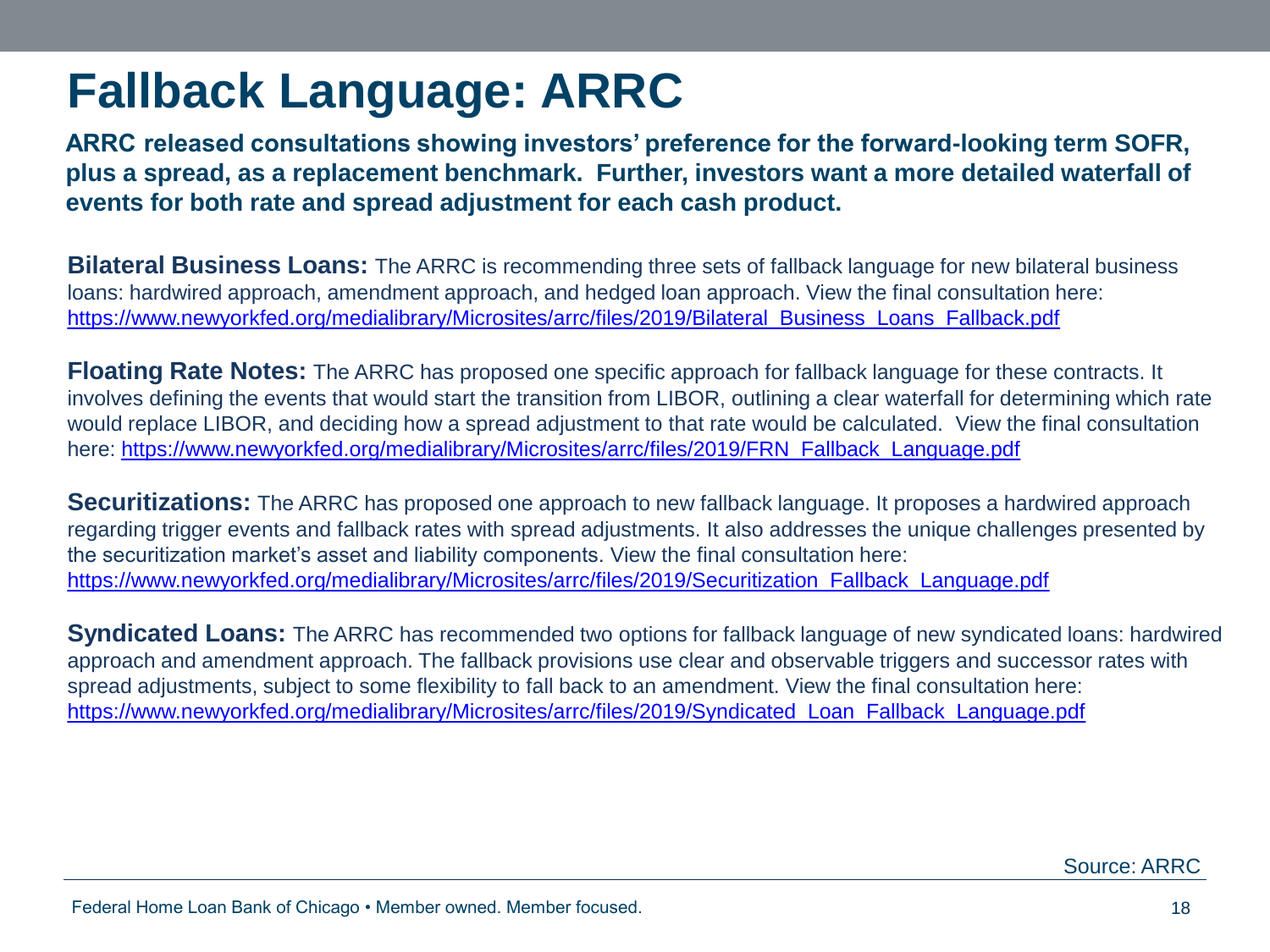# Fallback Language: ARRC

**ARRC released consultations showing investors' preference for the forward-looking term SOFR, plus a spread, as a replacement benchmark. Further, investors want a more detailed waterfall of events for both rate and spread adjustment for each cash product.**

**Bilateral Business Loans:** The ARRC is recommending three sets of fallback language for new bilateral business loans: hardwired approach, amendment approach, and hedged loan approach. View the final consultation here: https://www.newyorkfed.org/medialibrary/Microsites/arrc/files/2019/Bilateral_Business_Loans_Fallback.pdf

**Floating Rate Notes:** The ARRC has proposed one specific approach for fallback language for these contracts. It involves defining the events that would start the transition from LIBOR, outlining a clear waterfall for determining which rate would replace LIBOR, and deciding how a spread adjustment to that rate would be calculated. View the final consultation here: https://www.newyorkfed.org/medialibrary/Microsites/arrc/files/2019/FRN_Fallback_Language.pdf

**Securitizations:** The ARRC has proposed one approach to new fallback language. It proposes a hardwired approach regarding trigger events and fallback rates with spread adjustments. It also addresses the unique challenges presented by the securitization market's asset and liability components. View the final consultation here: https://www.newyorkfed.org/medialibrary/Microsites/arrc/files/2019/Securitization_Fallback_Language.pdf

**Syndicated Loans:** The ARRC has recommended two options for fallback language of new syndicated loans: hardwired approach and amendment approach. The fallback provisions use clear and observable triggers and successor rates with spread adjustments, subject to some flexibility to fall back to an amendment. View the final consultation here: https://www.newyorkfed.org/medialibrary/Microsites/arrc/files/2019/Syndicated_Loan_Fallback_Language.pdf

Source: ARRC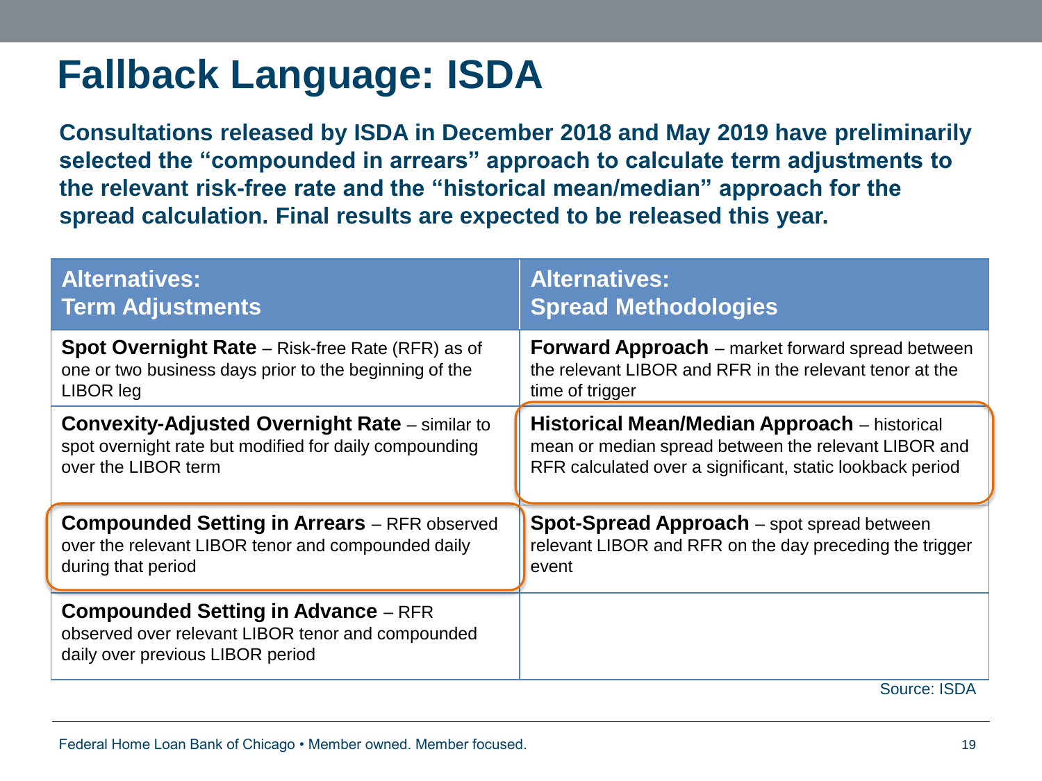# Fallback Language: ISDA

**Consultations released by ISDA in December 2018 and May 2019 have preliminarily selected the "compounded in arrears" approach to calculate term adjustments to the relevant risk-free rate and the "historical mean/median" approach for the spread calculation. Final results are expected to be released this year.**

| Alternatives: Term Adjustments | Alternatives: Spread Methodologies |
|---|---|
| **Spot Overnight Rate** – Risk-free Rate (RFR) as of one or two business days prior to the beginning of the LIBOR leg | **Forward Approach** – market forward spread between the relevant LIBOR and RFR in the relevant tenor at the time of trigger |
| **Convexity-Adjusted Overnight Rate** – similar to spot overnight rate but modified for daily compounding over the LIBOR term | **Historical Mean/Median Approach** – historical mean or median spread between the relevant LIBOR and RFR calculated over a significant, static lookback period |
| **Compounded Setting in Arrears** – RFR observed over the relevant LIBOR tenor and compounded daily during that period | **Spot-Spread Approach** – spot spread between relevant LIBOR and RFR on the day preceding the trigger event |
| **Compounded Setting in Advance** – RFR observed over relevant LIBOR tenor and compounded daily over previous LIBOR period | |

Source: ISDA

Federal Home Loan Bank of Chicago • Member owned. Member focused.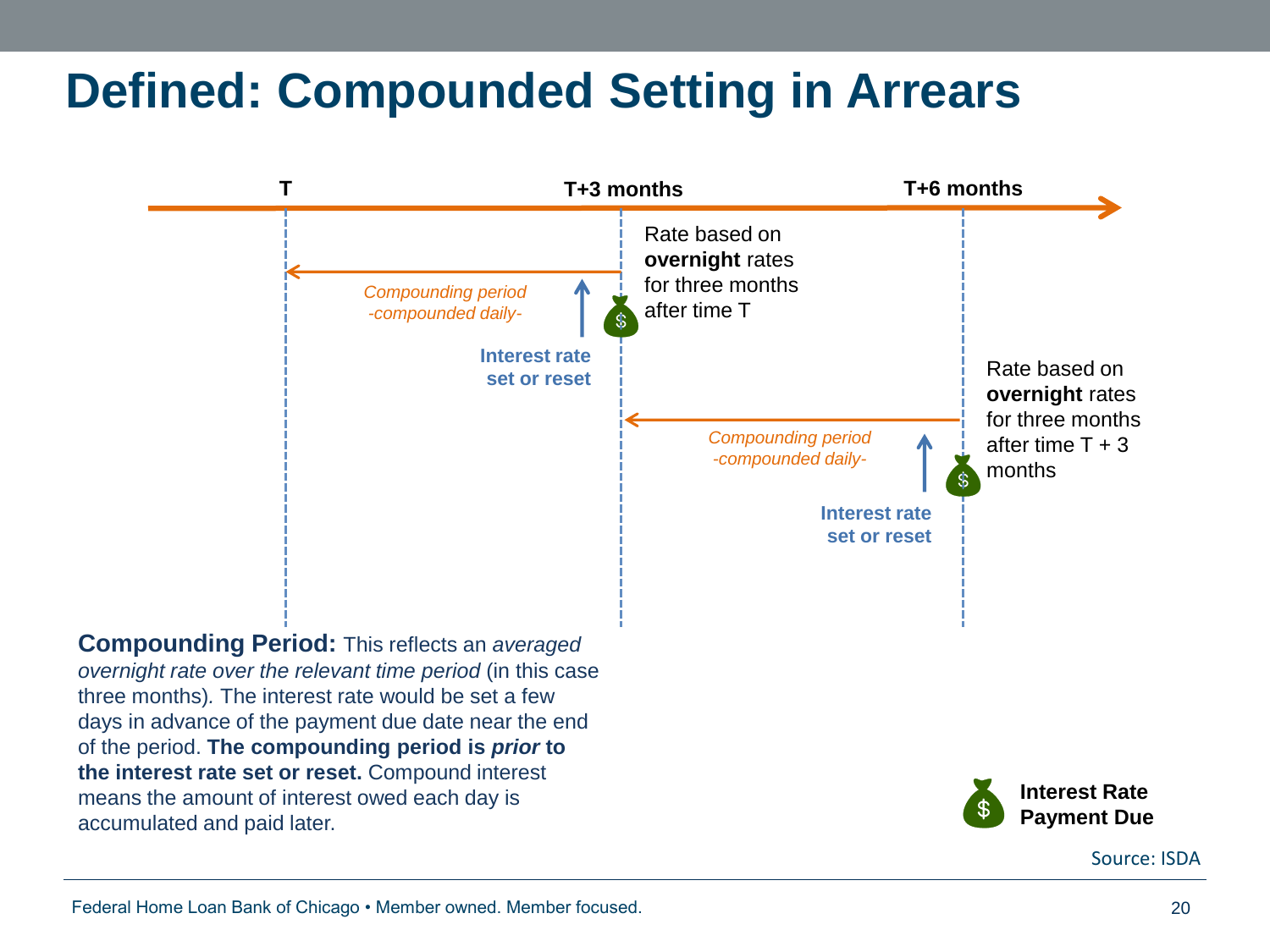# Defined: Compounded Setting in Arrears

T

T+3 months

T+6 months

Rate based on **overnight** rates for three months after time T

*Compounding period -compounded daily-*

**Interest rate set or reset**

Rate based on **overnight** rates for three months after time T + 3 months

*Compounding period -compounded daily-*

**Interest rate set or reset**

**Compounding Period:** This reflects an *averaged overnight rate over the relevant time period* (in this case three months). The interest rate would be set a few days in advance of the payment due date near the end of the period. **The compounding period is *prior* to the interest rate set or reset.** Compound interest means the amount of interest owed each day is accumulated and paid later.

**Interest Rate Payment Due**

Source: ISDA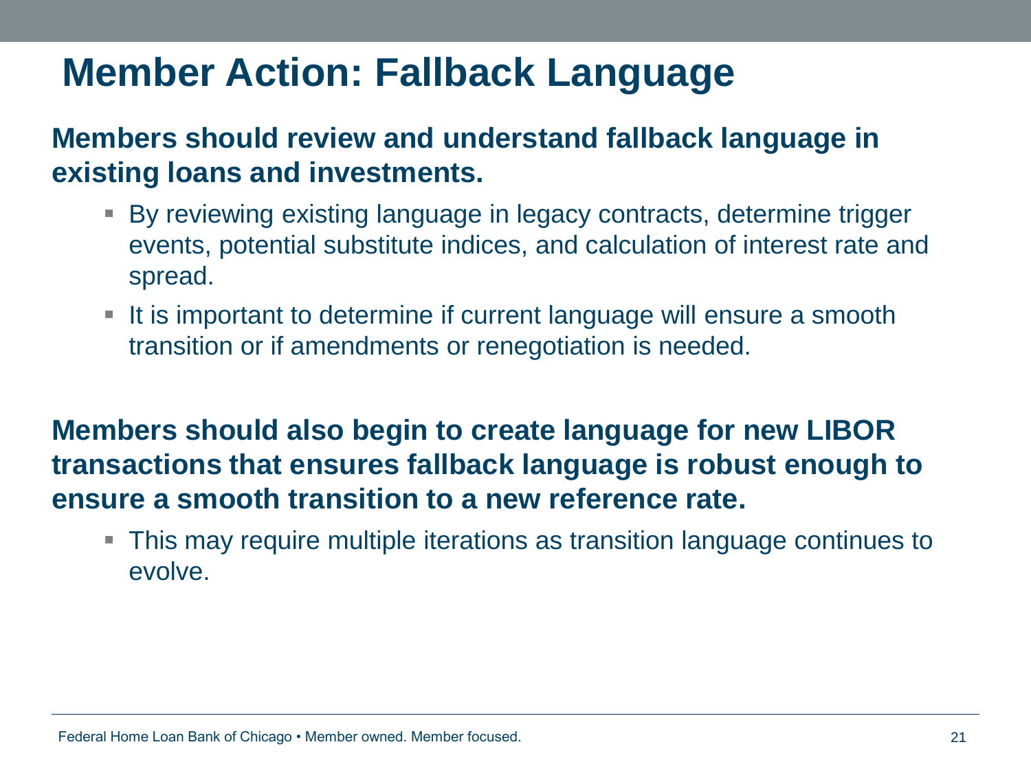# Member Action: Fallback Language

**Members should review and understand fallback language in existing loans and investments.**

- By reviewing existing language in legacy contracts, determine trigger events, potential substitute indices, and calculation of interest rate and spread.
- It is important to determine if current language will ensure a smooth transition or if amendments or renegotiation is needed.

**Members should also begin to create language for new LIBOR transactions that ensures fallback language is robust enough to ensure a smooth transition to a new reference rate.**

- This may require multiple iterations as transition language continues to evolve.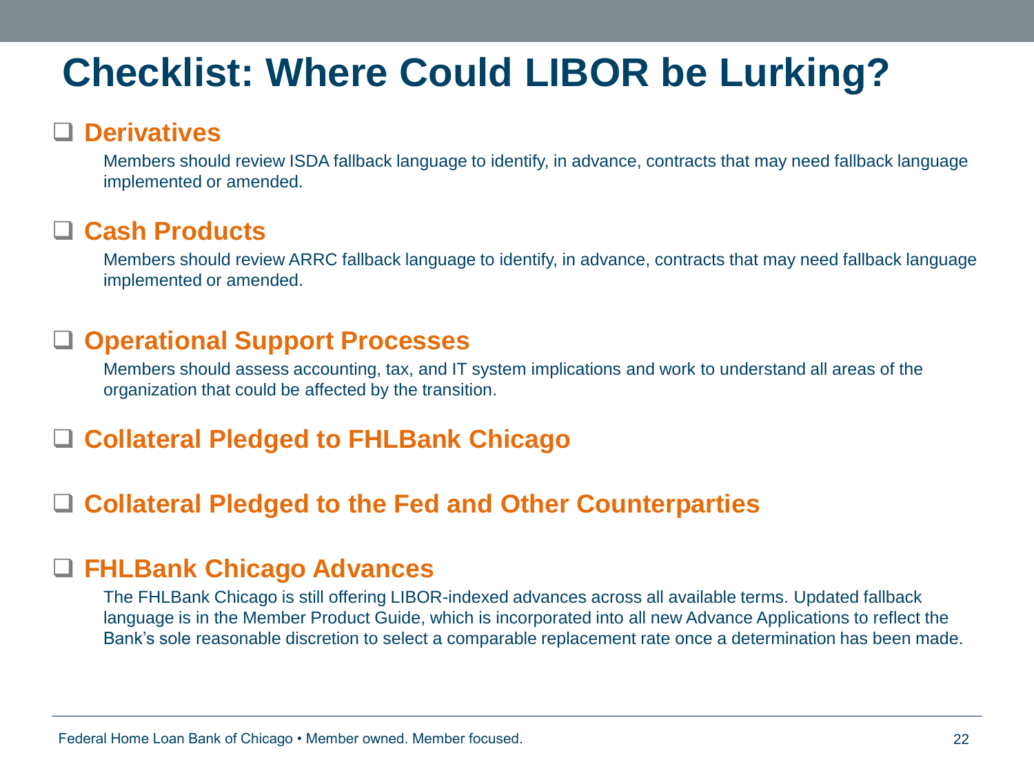# Checklist: Where Could LIBOR be Lurking?

- [ ] **Derivatives**

  Members should review ISDA fallback language to identify, in advance, contracts that may need fallback language implemented or amended.

- [ ] **Cash Products**

  Members should review ARRC fallback language to identify, in advance, contracts that may need fallback language implemented or amended.

- [ ] **Operational Support Processes**

  Members should assess accounting, tax, and IT system implications and work to understand all areas of the organization that could be affected by the transition.

- [ ] **Collateral Pledged to FHLBank Chicago**

- [ ] **Collateral Pledged to the Fed and Other Counterparties**

- [ ] **FHLBank Chicago Advances**

  The FHLBank Chicago is still offering LIBOR-indexed advances across all available terms. Updated fallback language is in the Member Product Guide, which is incorporated into all new Advance Applications to reflect the Bank's sole reasonable discretion to select a comparable replacement rate once a determination has been made.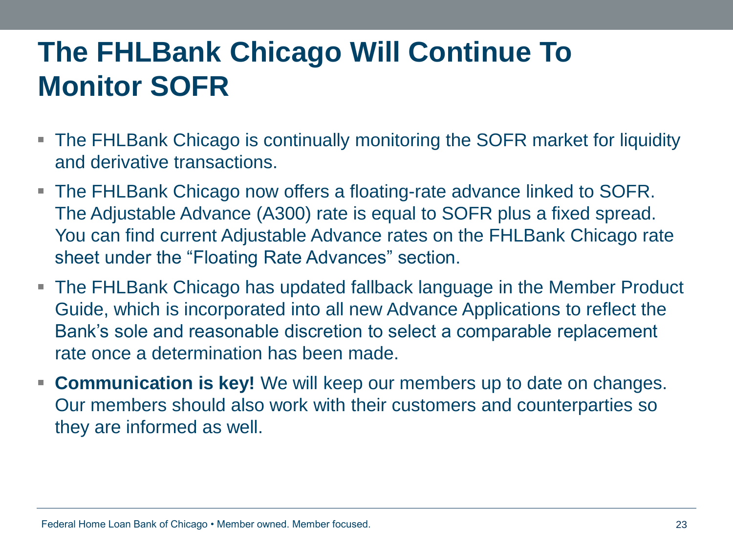# The FHLBank Chicago Will Continue To Monitor SOFR

- The FHLBank Chicago is continually monitoring the SOFR market for liquidity and derivative transactions.
- The FHLBank Chicago now offers a floating-rate advance linked to SOFR. The Adjustable Advance (A300) rate is equal to SOFR plus a fixed spread. You can find current Adjustable Advance rates on the FHLBank Chicago rate sheet under the “Floating Rate Advances” section.
- The FHLBank Chicago has updated fallback language in the Member Product Guide, which is incorporated into all new Advance Applications to reflect the Bank’s sole and reasonable discretion to select a comparable replacement rate once a determination has been made.
- **Communication is key!** We will keep our members up to date on changes. Our members should also work with their customers and counterparties so they are informed as well.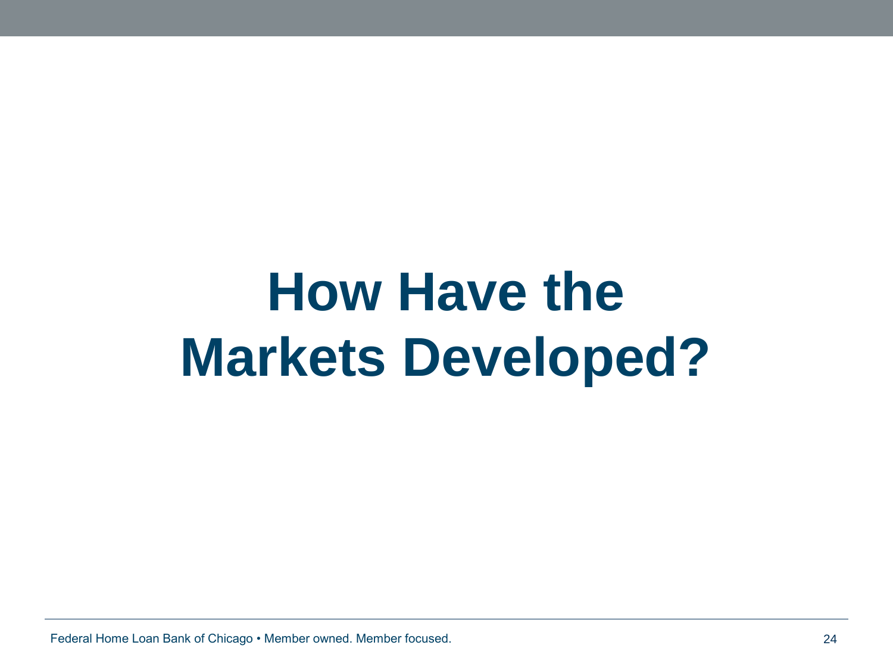# How Have the Markets Developed?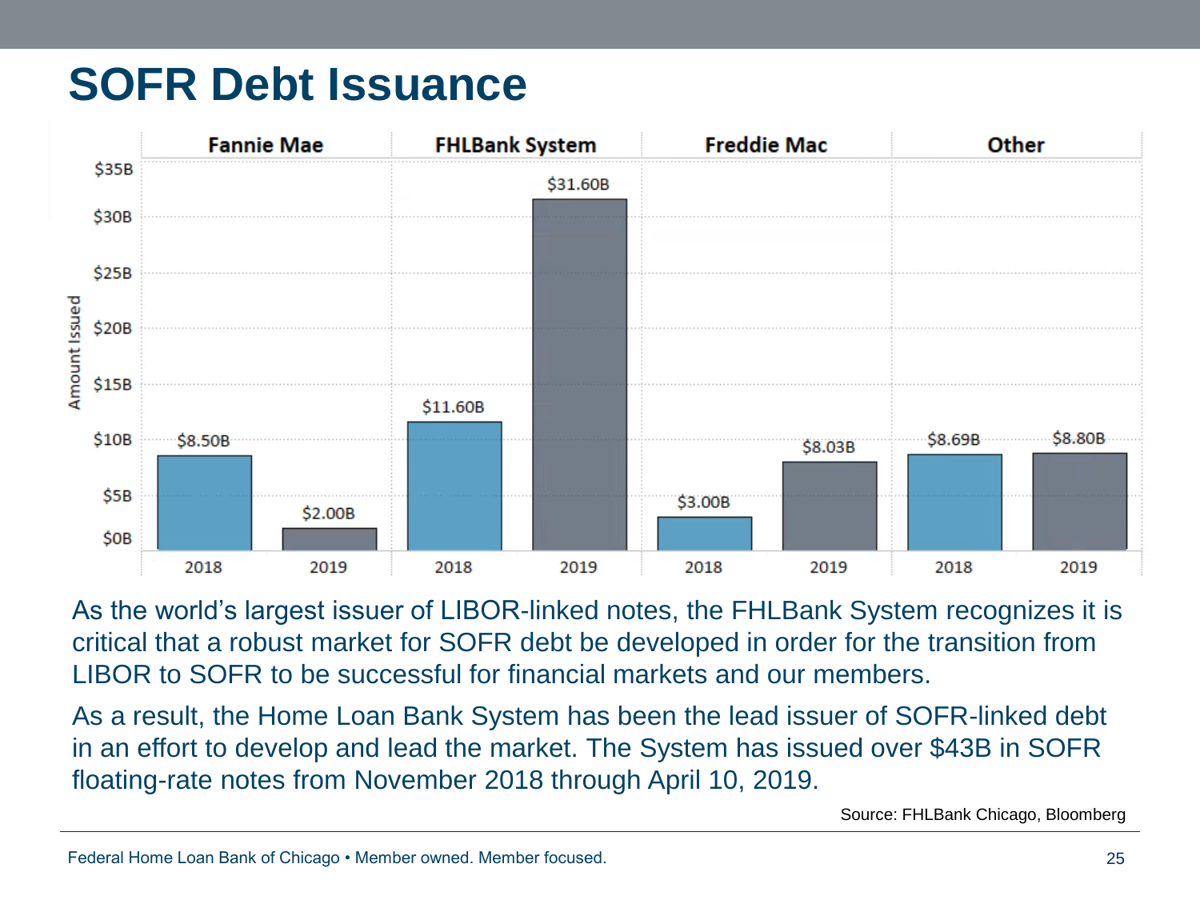# SOFR Debt Issuance

| Issuer | 2018 | 2019 |
|---|---|---|
| Fannie Mae | $8.50B | $2.00B |
| FHLBank System | $11.60B | $31.60B |
| Freddie Mac | $3.00B | $8.03B |
| Other | $8.69B | $8.80B |

As the world's largest issuer of LIBOR-linked notes, the FHLBank System recognizes it is critical that a robust market for SOFR debt be developed in order for the transition from LIBOR to SOFR to be successful for financial markets and our members.

As a result, the Home Loan Bank System has been the lead issuer of SOFR-linked debt in an effort to develop and lead the market. The System has issued over $43B in SOFR floating-rate notes from November 2018 through April 10, 2019.

Source: FHLBank Chicago, Bloomberg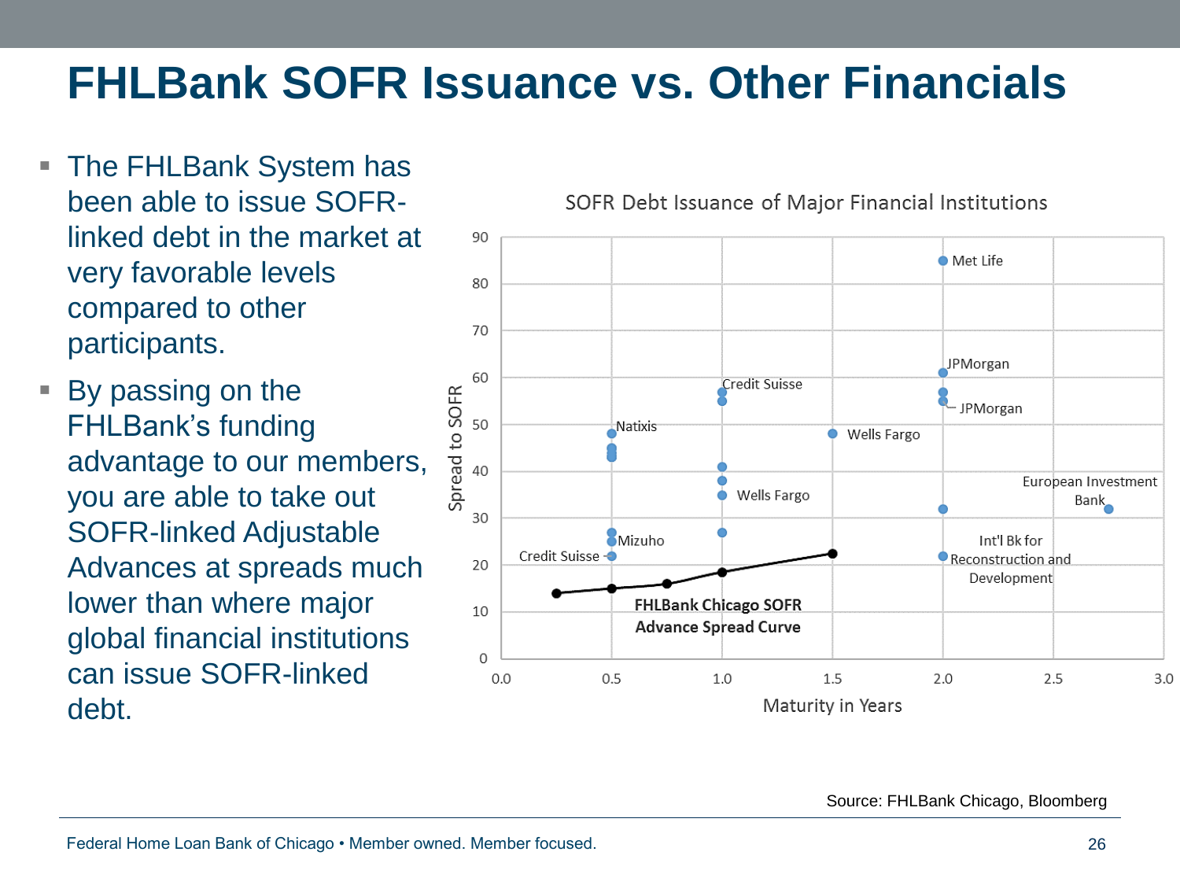# FHLBank SOFR Issuance vs. Other Financials

- The FHLBank System has been able to issue SOFR-linked debt in the market at very favorable levels compared to other participants.
- By passing on the FHLBank's funding advantage to our members, you are able to take out SOFR-linked Adjustable Advances at spreads much lower than where major global financial institutions can issue SOFR-linked debt.

SOFR Debt Issuance of Major Financial Institutions

Spread to SOFR (y-axis, 0–90); Maturity in Years (x-axis, 0.0–3.0)

Labels: Met Life, JPMorgan, JPMorgan, Credit Suisse, Natixis, Wells Fargo, Wells Fargo, European Investment Bank, Mizuho, Credit Suisse, Int'l Bk for Reconstruction and Development, FHLBank Chicago SOFR Advance Spread Curve

Source: FHLBank Chicago, Bloomberg

Federal Home Loan Bank of Chicago • Member owned. Member focused.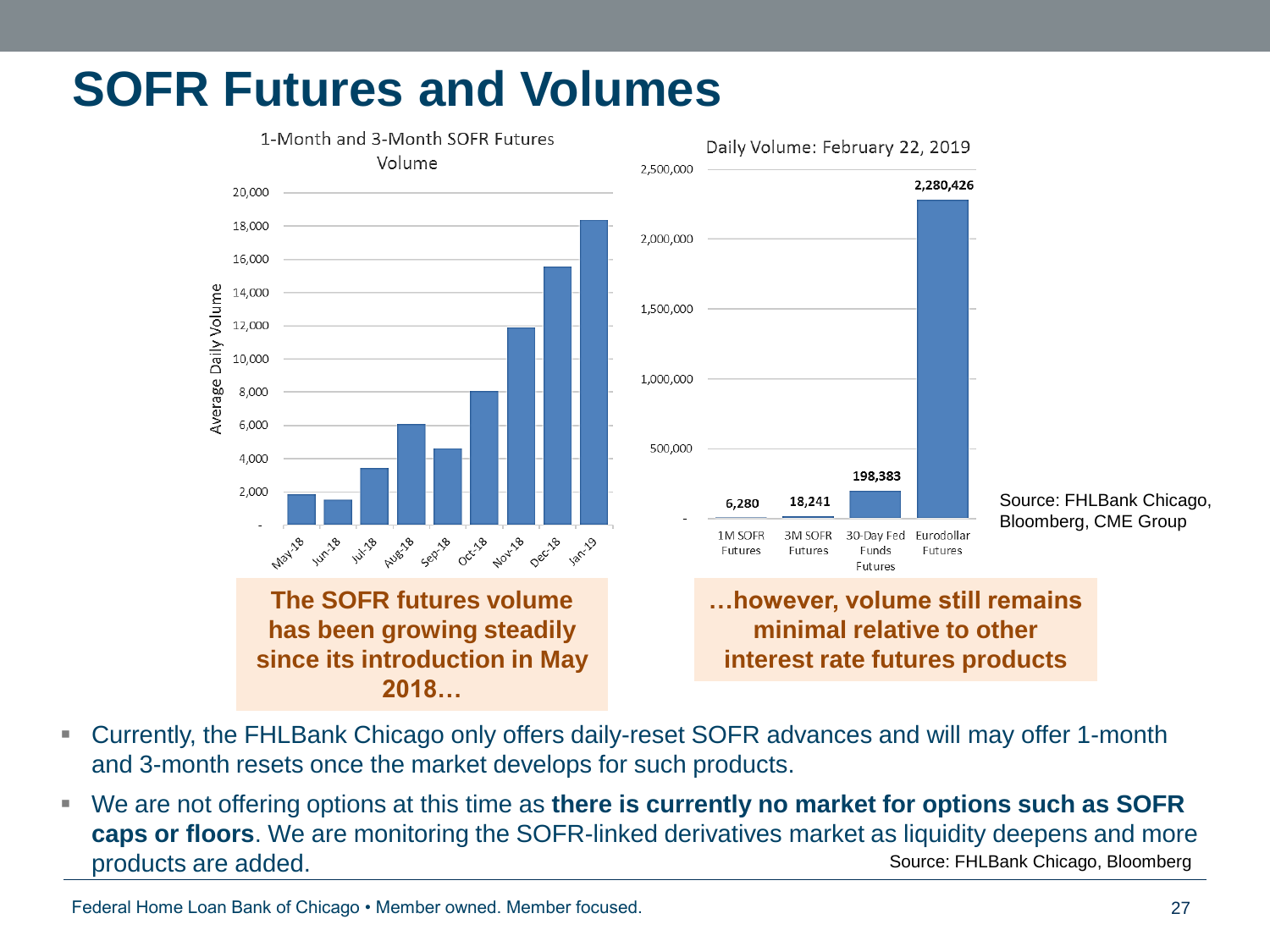# SOFR Futures and Volumes

1-Month and 3-Month SOFR Futures Volume

| Month | Average Daily Volume |
|---|---|
| May-18 | ~1,800 |
| Jun-18 | ~1,500 |
| Jul-18 | ~3,400 |
| Aug-18 | ~6,100 |
| Sep-18 | ~4,600 |
| Oct-18 | ~8,000 |
| Nov-18 | ~11,900 |
| Dec-18 | ~15,600 |
| Jan-19 | ~18,300 |

Daily Volume: February 22, 2019

| Product | Daily Volume |
|---|---|
| 1M SOFR Futures | 6,280 |
| 3M SOFR Futures | 18,241 |
| 30-Day Fed Funds Futures | 198,383 |
| Eurodollar Futures | 2,280,426 |

Source: FHLBank Chicago, Bloomberg, CME Group

**The SOFR futures volume has been growing steadily since its introduction in May 2018…**

**…however, volume still remains minimal relative to other interest rate futures products**

- Currently, the FHLBank Chicago only offers daily-reset SOFR advances and will may offer 1-month and 3-month resets once the market develops for such products.
- We are not offering options at this time as **there is currently no market for options such as SOFR caps or floors**. We are monitoring the SOFR-linked derivatives market as liquidity deepens and more products are added.

Source: FHLBank Chicago, Bloomberg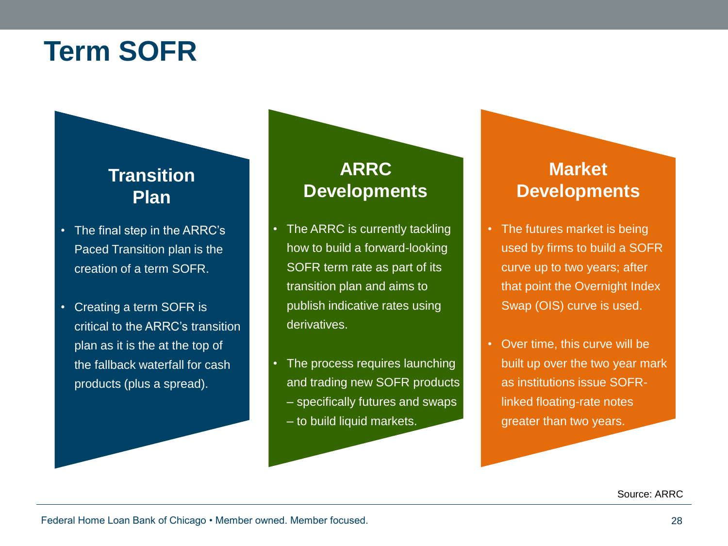# Term SOFR

## Transition Plan

- The final step in the ARRC's Paced Transition plan is the creation of a term SOFR.
- Creating a term SOFR is critical to the ARRC's transition plan as it is the at the top of the fallback waterfall for cash products (plus a spread).

## ARRC Developments

- The ARRC is currently tackling how to build a forward-looking SOFR term rate as part of its transition plan and aims to publish indicative rates using derivatives.
- The process requires launching and trading new SOFR products – specifically futures and swaps – to build liquid markets.

## Market Developments

- The futures market is being used by firms to build a SOFR curve up to two years; after that point the Overnight Index Swap (OIS) curve is used.
- Over time, this curve will be built up over the two year mark as institutions issue SOFR-linked floating-rate notes greater than two years.

Source: ARRC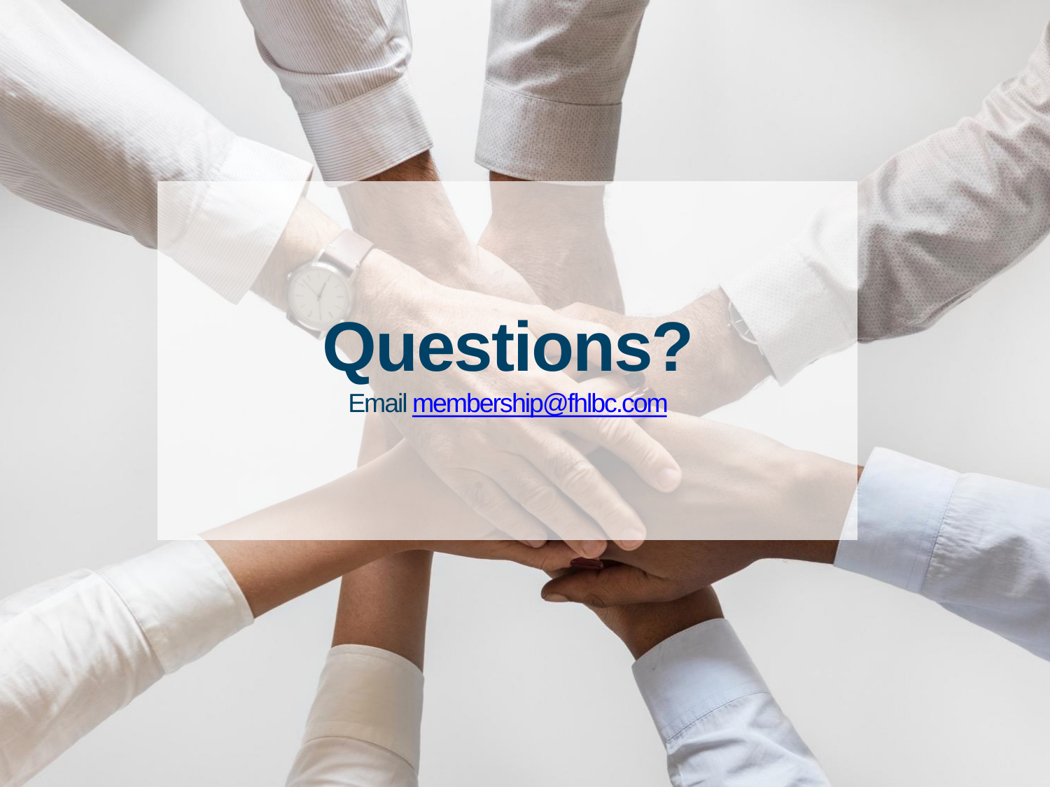# Questions?

Email [membership@fhlbc.com](mailto:membership@fhlbc.com)